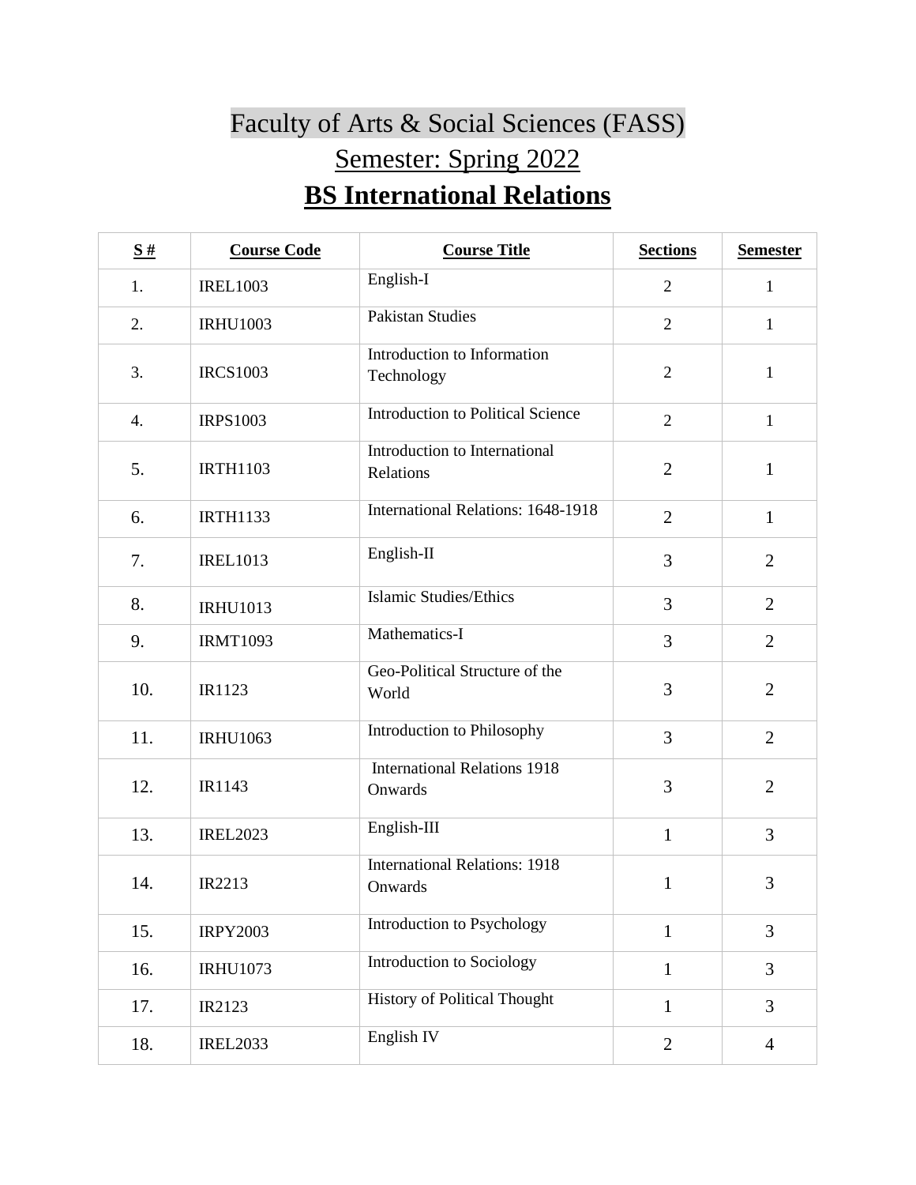# Faculty of Arts & Social Sciences (FASS)

## Semester: Spring 2022

## BS International Relations

| S # | Course Code | Course Title | Sections | Semester |
|---|---|---|---|---|
| 1. | IREL1003 | English-I | 2 | 1 |
| 2. | IRHU1003 | Pakistan Studies | 2 | 1 |
| 3. | IRCS1003 | Introduction to Information Technology | 2 | 1 |
| 4. | IRPS1003 | Introduction to Political Science | 2 | 1 |
| 5. | IRTH1103 | Introduction to International Relations | 2 | 1 |
| 6. | IRTH1133 | International Relations: 1648-1918 | 2 | 1 |
| 7. | IREL1013 | English-II | 3 | 2 |
| 8. | IRHU1013 | Islamic Studies/Ethics | 3 | 2 |
| 9. | IRMT1093 | Mathematics-I | 3 | 2 |
| 10. | IR1123 | Geo-Political Structure of the World | 3 | 2 |
| 11. | IRHU1063 | Introduction to Philosophy | 3 | 2 |
| 12. | IR1143 | International Relations 1918 Onwards | 3 | 2 |
| 13. | IREL2023 | English-III | 1 | 3 |
| 14. | IR2213 | International Relations: 1918 Onwards | 1 | 3 |
| 15. | IRPY2003 | Introduction to Psychology | 1 | 3 |
| 16. | IRHU1073 | Introduction to Sociology | 1 | 3 |
| 17. | IR2123 | History of Political Thought | 1 | 3 |
| 18. | IREL2033 | English IV | 2 | 4 |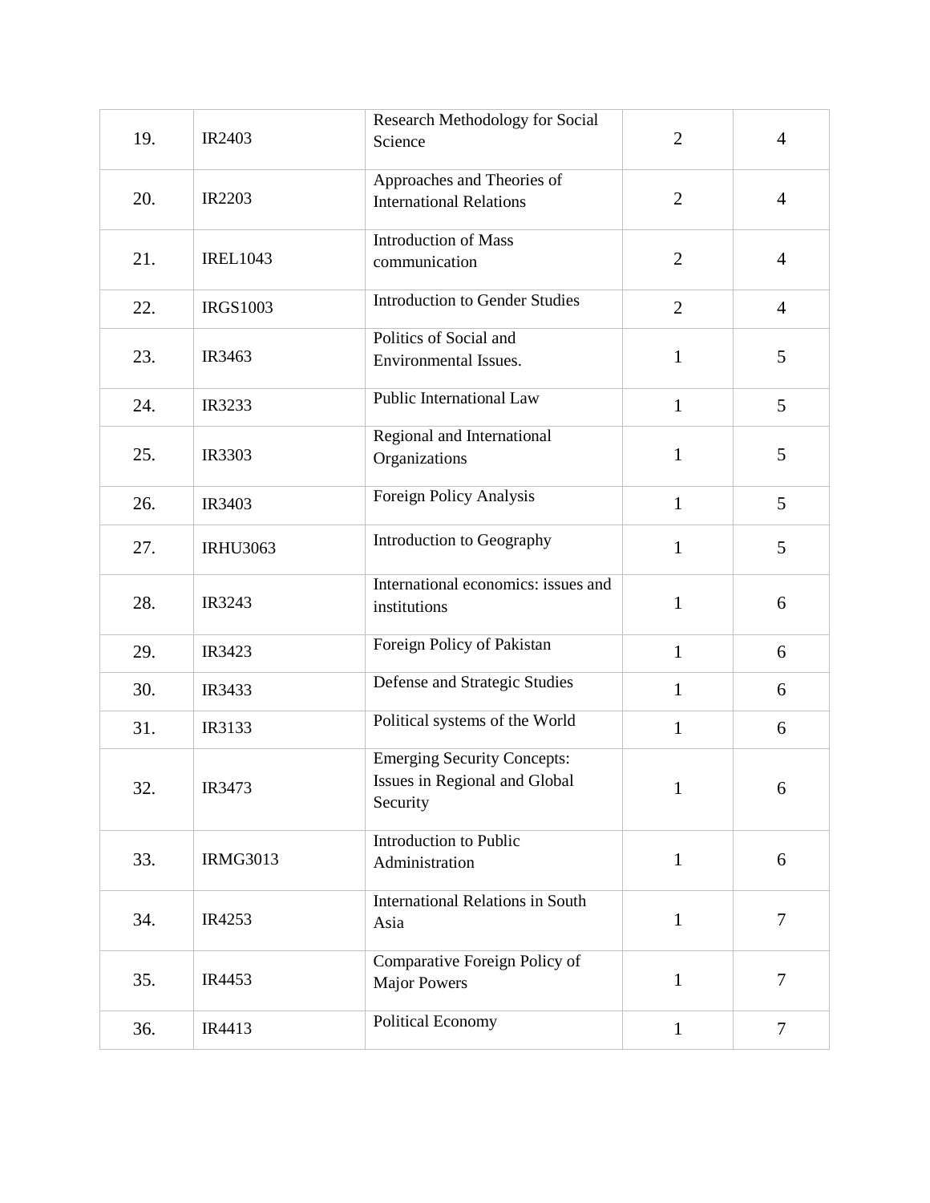| | | | | |
|---|---|---|---|---|
| 19. | IR2403 | Research Methodology for Social Science | 2 | 4 |
| 20. | IR2203 | Approaches and Theories of International Relations | 2 | 4 |
| 21. | IREL1043 | Introduction of Mass communication | 2 | 4 |
| 22. | IRGS1003 | Introduction to Gender Studies | 2 | 4 |
| 23. | IR3463 | Politics of Social and Environmental Issues. | 1 | 5 |
| 24. | IR3233 | Public International Law | 1 | 5 |
| 25. | IR3303 | Regional and International Organizations | 1 | 5 |
| 26. | IR3403 | Foreign Policy Analysis | 1 | 5 |
| 27. | IRHU3063 | Introduction to Geography | 1 | 5 |
| 28. | IR3243 | International economics: issues and institutions | 1 | 6 |
| 29. | IR3423 | Foreign Policy of Pakistan | 1 | 6 |
| 30. | IR3433 | Defense and Strategic Studies | 1 | 6 |
| 31. | IR3133 | Political systems of the World | 1 | 6 |
| 32. | IR3473 | Emerging Security Concepts: Issues in Regional and Global Security | 1 | 6 |
| 33. | IRMG3013 | Introduction to Public Administration | 1 | 6 |
| 34. | IR4253 | International Relations in South Asia | 1 | 7 |
| 35. | IR4453 | Comparative Foreign Policy of Major Powers | 1 | 7 |
| 36. | IR4413 | Political Economy | 1 | 7 |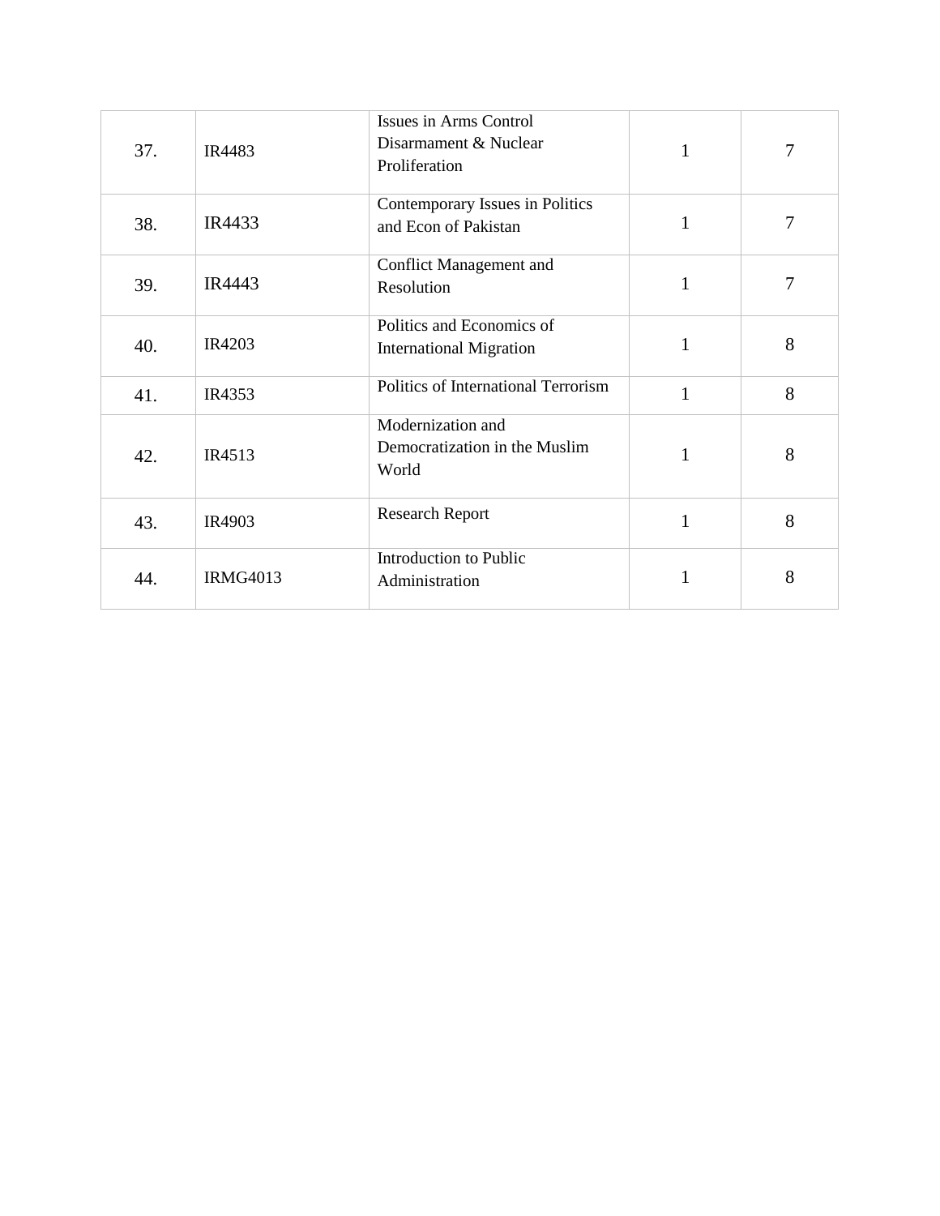| | | | | |
|---|---|---|---|---|
| 37. | IR4483 | Issues in Arms Control Disarmament & Nuclear Proliferation | 1 | 7 |
| 38. | IR4433 | Contemporary Issues in Politics and Econ of Pakistan | 1 | 7 |
| 39. | IR4443 | Conflict Management and Resolution | 1 | 7 |
| 40. | IR4203 | Politics and Economics of International Migration | 1 | 8 |
| 41. | IR4353 | Politics of International Terrorism | 1 | 8 |
| 42. | IR4513 | Modernization and Democratization in the Muslim World | 1 | 8 |
| 43. | IR4903 | Research Report | 1 | 8 |
| 44. | IRMG4013 | Introduction to Public Administration | 1 | 8 |